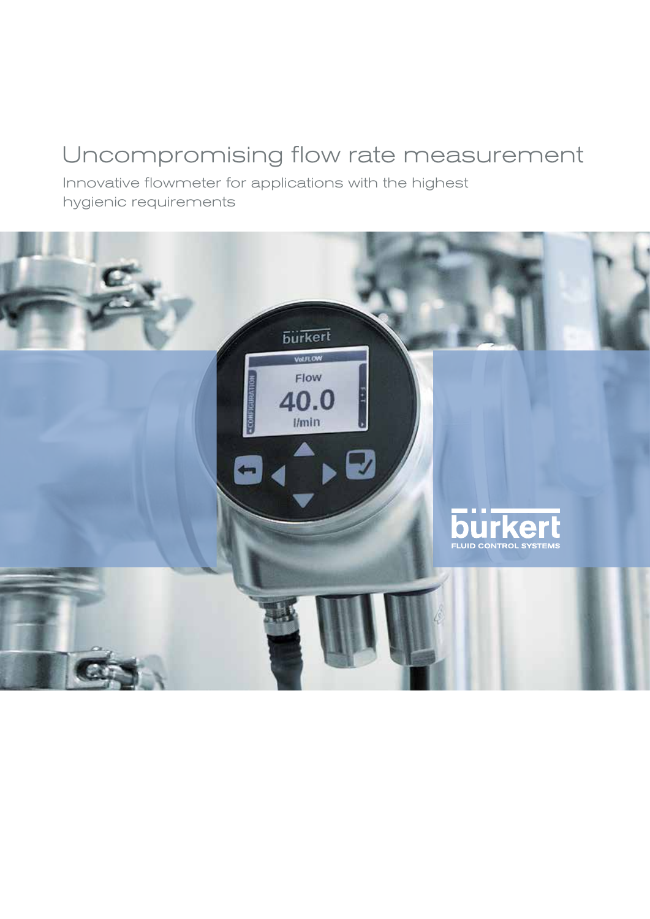# Uncompromising flow rate measurement

Innovative flowmeter for applications with the highest hygienic requirements

bürkert
FLUID CONTROL SYSTEMS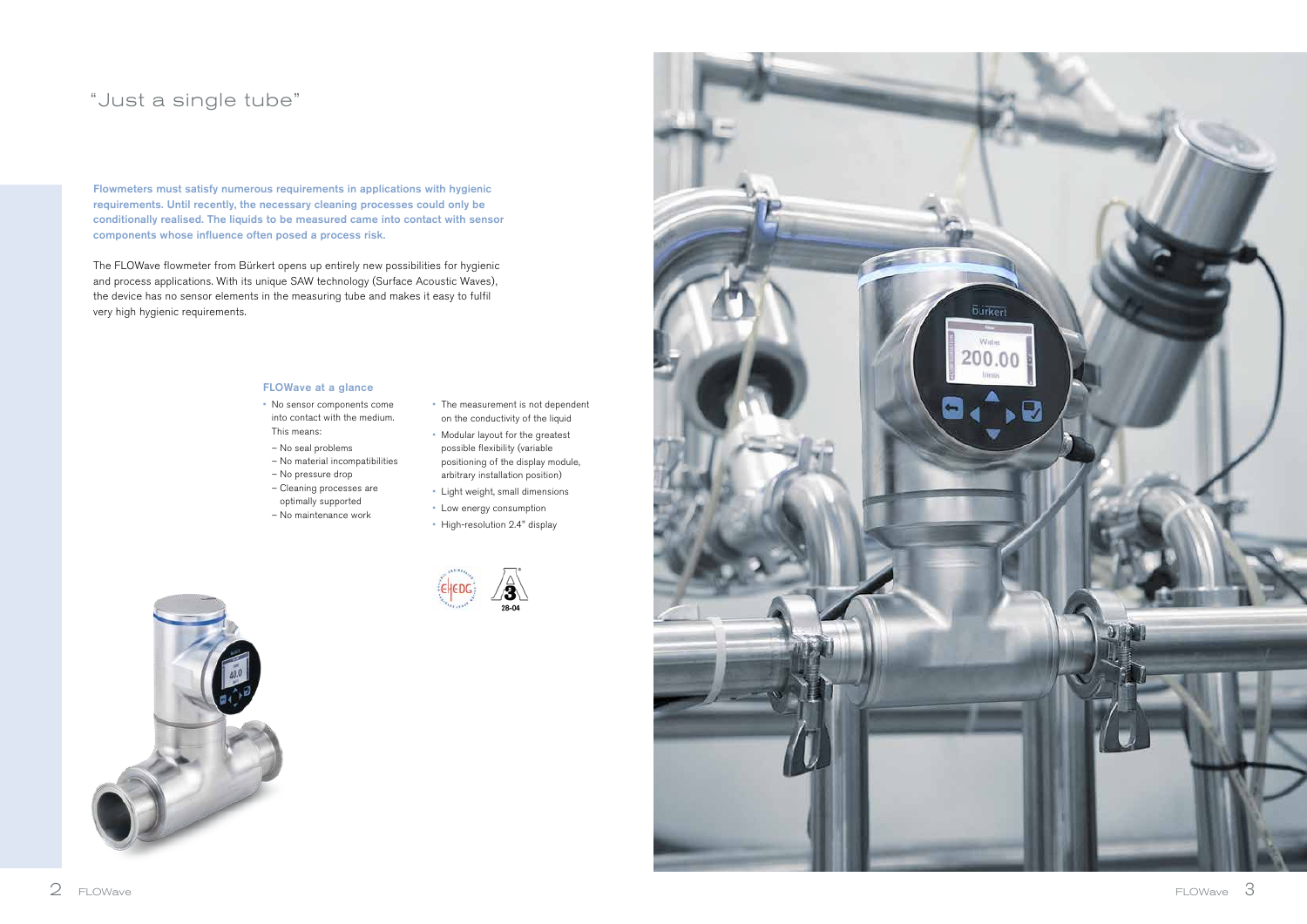# "Just a single tube"

**Flowmeters must satisfy numerous requirements in applications with hygienic requirements. Until recently, the necessary cleaning processes could only be conditionally realised. The liquids to be measured came into contact with sensor components whose influence often posed a process risk.**

The FLOWave flowmeter from Bürkert opens up entirely new possibilities for hygienic and process applications. With its unique SAW technology (Surface Acoustic Waves), the device has no sensor elements in the measuring tube and makes it easy to fulfil very high hygienic requirements.

### FLOWave at a glance

- No sensor components come into contact with the medium. This means:
  - No seal problems
  - No material incompatibilities
  - No pressure drop
  - Cleaning processes are optimally supported
  - No maintenance work
- The measurement is not dependent on the conductivity of the liquid
- Modular layout for the greatest possible flexibility (variable positioning of the display module, arbitrary installation position)
- Light weight, small dimensions
- Low energy consumption
- High-resolution 2.4" display

EHEDG

3A 28-04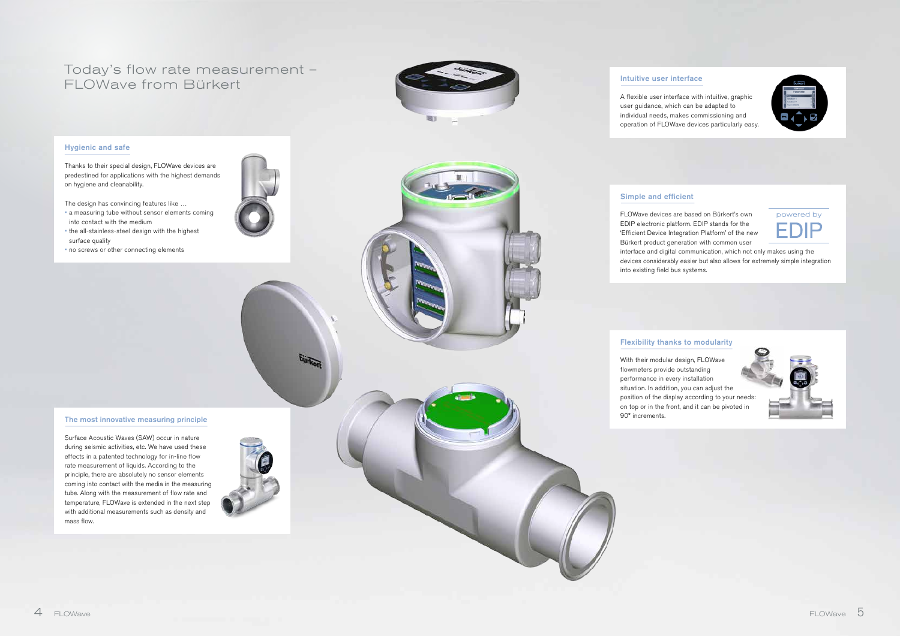# Today's flow rate measurement – FLOWave from Bürkert

## Hygienic and safe

Thanks to their special design, FLOWave devices are predestined for applications with the highest demands on hygiene and cleanability.

The design has convincing features like …

- a measuring tube without sensor elements coming into contact with the medium
- the all-stainless-steel design with the highest surface quality
- no screws or other connecting elements

## The most innovative measuring principle

Surface Acoustic Waves (SAW) occur in nature during seismic activities, etc. We have used these effects in a patented technology for in-line flow rate measurement of liquids. According to the principle, there are absolutely no sensor elements coming into contact with the media in the measuring tube. Along with the measurement of flow rate and temperature, FLOWave is extended in the next step with additional measurements such as density and mass flow.

## Intuitive user interface

A flexible user interface with intuitive, graphic user guidance, which can be adapted to individual needs, makes commissioning and operation of FLOWave devices particularly easy.

## Simple and efficient

powered by EDIP

FLOWave devices are based on Bürkert's own EDIP electronic platform. EDIP stands for the 'Efficient Device Integration Platform' of the new Bürkert product generation with common user interface and digital communication, which not only makes using the devices considerably easier but also allows for extremely simple integration into existing field bus systems.

## Flexibility thanks to modularity

With their modular design, FLOWave flowmeters provide outstanding performance in every installation situation. In addition, you can adjust the position of the display according to your needs: on top or in the front, and it can be pivoted in 90° increments.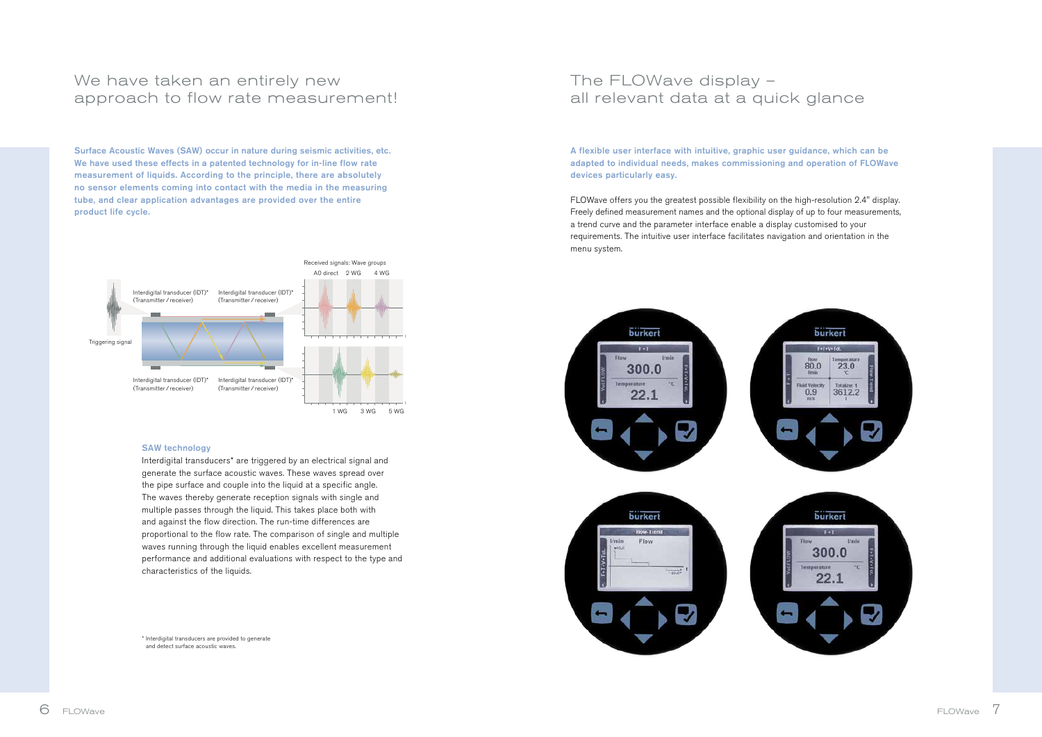## We have taken an entirely new approach to flow rate measurement!

**Surface Acoustic Waves (SAW) occur in nature during seismic activities, etc. We have used these effects in a patented technology for in-line flow rate measurement of liquids. According to the principle, there are absolutely no sensor elements coming into contact with the media in the measuring tube, and clear application advantages are provided over the entire product life cycle.**

Received signals: Wave groups

A0 direct 2 WG 4 WG

Interdigital transducer (IDT)* (Transmitter / receiver)

Interdigital transducer (IDT)* (Transmitter / receiver)

Triggering signal

Interdigital transducer (IDT)* (Transmitter / receiver)

Interdigital transducer (IDT)* (Transmitter / receiver)

1 WG 3 WG 5 WG

### SAW technology

Interdigital transducers* are triggered by an electrical signal and generate the surface acoustic waves. These waves spread over the pipe surface and couple into the liquid at a specific angle. The waves thereby generate reception signals with single and multiple passes through the liquid. This takes place both with and against the flow direction. The run-time differences are proportional to the flow rate. The comparison of single and multiple waves running through the liquid enables excellent measurement performance and additional evaluations with respect to the type and characteristics of the liquids.

* Interdigital transducers are provided to generate and detect surface acoustic waves.

## The FLOWave display – all relevant data at a quick glance

**A flexible user interface with intuitive, graphic user guidance, which can be adapted to individual needs, makes commissioning and operation of FLOWave devices particularly easy.**

FLOWave offers you the greatest possible flexibility on the high-resolution 2.4" display. Freely defined measurement names and the optional display of up to four measurements, a trend curve and the parameter interface enable a display customised to your requirements. The intuitive user interface facilitates navigation and orientation in the menu system.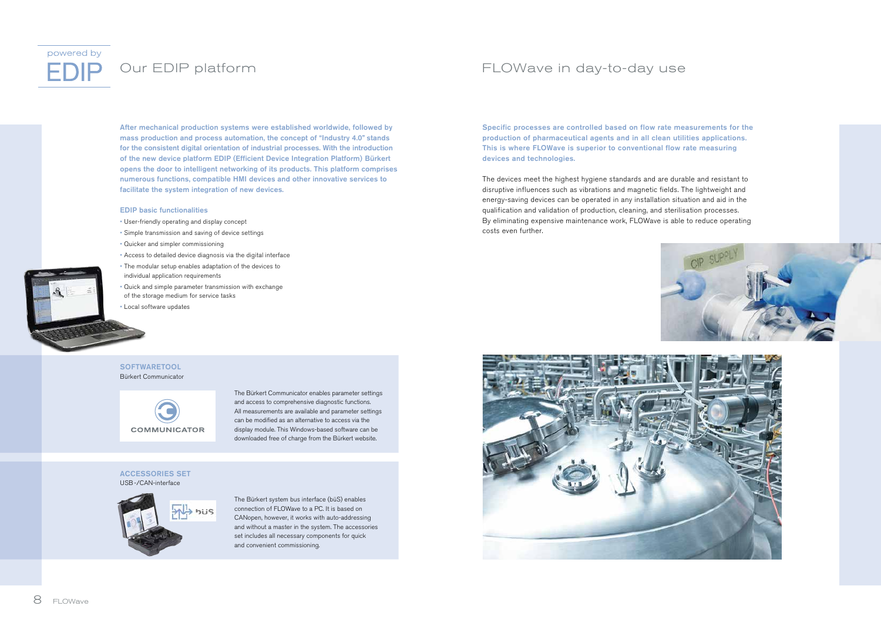powered by EDIP

# Our EDIP platform

**After mechanical production systems were established worldwide, followed by mass production and process automation, the concept of "Industry 4.0" stands for the consistent digital orientation of industrial processes. With the introduction of the new device platform EDIP (Efficient Device Integration Platform) Bürkert opens the door to intelligent networking of its products. This platform comprises numerous functions, compatible HMI devices and other innovative services to facilitate the system integration of new devices.**

### EDIP basic functionalities

- User-friendly operating and display concept
- Simple transmission and saving of device settings
- Quicker and simpler commissioning
- Access to detailed device diagnosis via the digital interface
- The modular setup enables adaptation of the devices to individual application requirements
- Quick and simple parameter transmission with exchange of the storage medium for service tasks
- Local software updates

### SOFTWARETOOL

Bürkert Communicator

COMMUNICATOR

The Bürkert Communicator enables parameter settings and access to comprehensive diagnostic functions. All measurements are available and parameter settings can be modified as an alternative to access via the display module. This Windows-based software can be downloaded free of charge from the Bürkert website.

### ACCESSORIES SET

USB-/CAN-interface

büS

The Bürkert system bus interface (büS) enables connection of FLOWave to a PC. It is based on CANopen, however, it works with auto-addressing and without a master in the system. The accessories set includes all necessary components for quick and convenient commissioning.

# FLOWave in day-to-day use

**Specific processes are controlled based on flow rate measurements for the production of pharmaceutical agents and in all clean utilities applications. This is where FLOWave is superior to conventional flow rate measuring devices and technologies.**

The devices meet the highest hygiene standards and are durable and resistant to disruptive influences such as vibrations and magnetic fields. The lightweight and energy-saving devices can be operated in any installation situation and aid in the qualification and validation of production, cleaning, and sterilisation processes. By eliminating expensive maintenance work, FLOWave is able to reduce operating costs even further.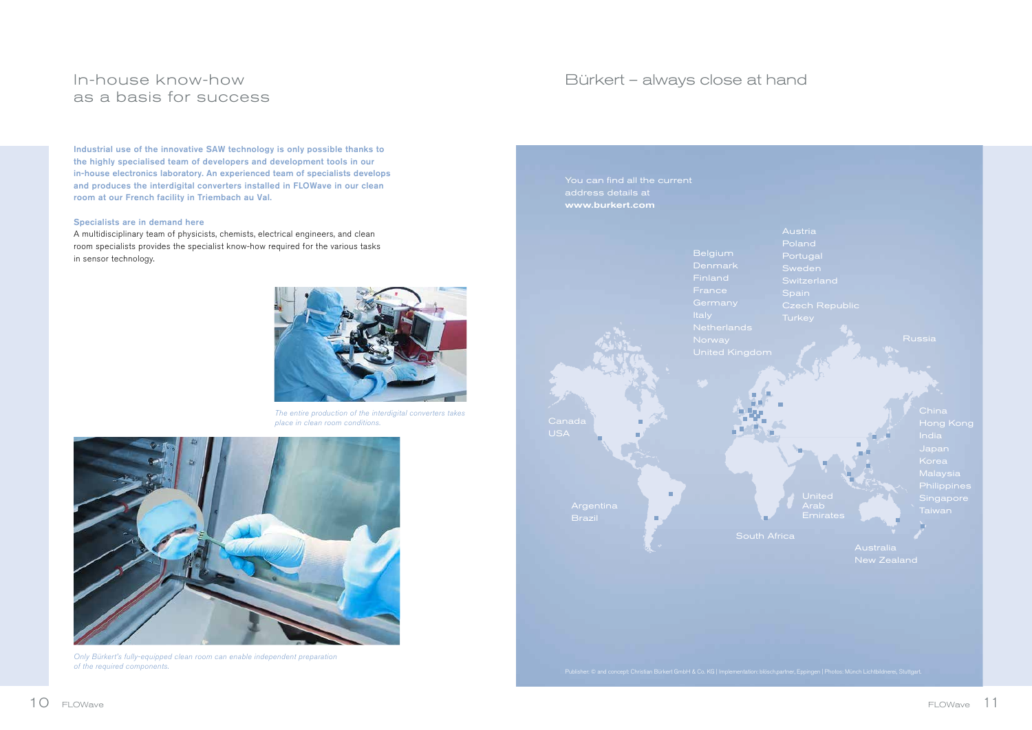## In-house know-how as a basis for success

**Industrial use of the innovative SAW technology is only possible thanks to the highly specialised team of developers and development tools in our in-house electronics laboratory. An experienced team of specialists develops and produces the interdigital converters installed in FLOWave in our clean room at our French facility in Triembach au Val.**

### Specialists are in demand here

A multidisciplinary team of physicists, chemists, electrical engineers, and clean room specialists provides the specialist know-how required for the various tasks in sensor technology.

*The entire production of the interdigital converters takes place in clean room conditions.*

*Only Bürkert's fully-equipped clean room can enable independent preparation of the required components.*

## Bürkert – always close at hand

You can find all the current address details at **www.burkert.com**

- Belgium
- Denmark
- Finland
- France
- Germany
- Italy
- Netherlands
- Norway
- United Kingdom
- Austria
- Poland
- Portugal
- Sweden
- Switzerland
- Spain
- Czech Republic
- Turkey
- Russia
- Canada
- USA
- Argentina
- Brazil
- South Africa
- United Arab Emirates
- China
- Hong Kong
- India
- Japan
- Korea
- Malaysia
- Philippines
- Singapore
- Taiwan
- Australia
- New Zealand

Publisher: © and concept: Christian Bürkert GmbH & Co. KG | Implementation: blösch.partner, Eppingen | Photos: Münch Lichtbildnerei, Stuttgart.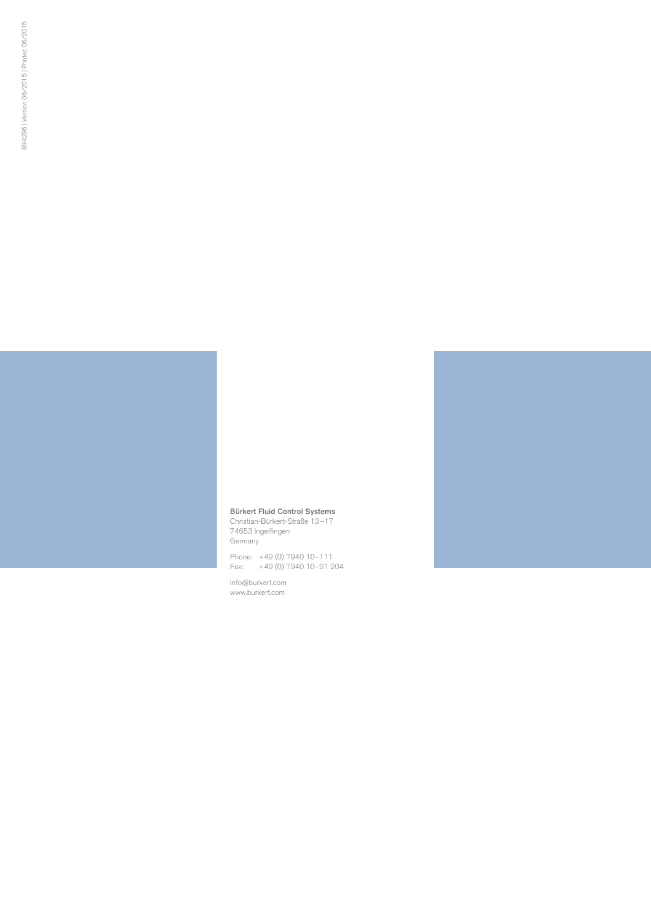894296 | Version 06/2015 | Printed 06/2015

**Bürkert Fluid Control Systems**
Christian-Bürkert-Straße 13–17
74653 Ingelfingen
Germany

Phone: +49 (0) 7940 10-111
Fax: +49 (0) 7940 10-91 204

info@burkert.com
www.burkert.com